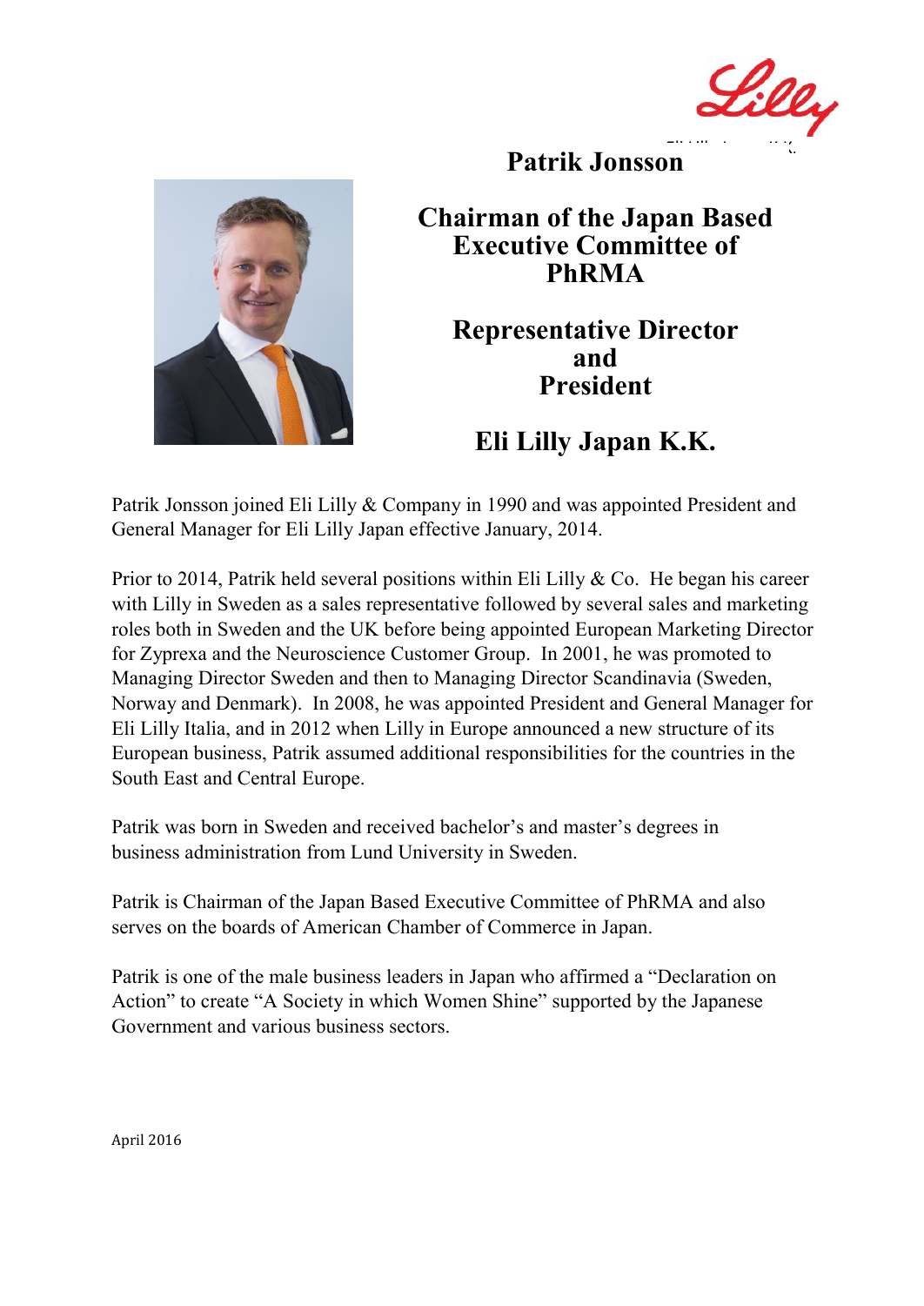# Patrik Jonsson

## Chairman of the Japan Based Executive Committee of PhRMA

## Representative Director and President

## Eli Lilly Japan K.K.

Patrik Jonsson joined Eli Lilly & Company in 1990 and was appointed President and General Manager for Eli Lilly Japan effective January, 2014.

Prior to 2014, Patrik held several positions within Eli Lilly & Co. He began his career with Lilly in Sweden as a sales representative followed by several sales and marketing roles both in Sweden and the UK before being appointed European Marketing Director for Zyprexa and the Neuroscience Customer Group. In 2001, he was promoted to Managing Director Sweden and then to Managing Director Scandinavia (Sweden, Norway and Denmark). In 2008, he was appointed President and General Manager for Eli Lilly Italia, and in 2012 when Lilly in Europe announced a new structure of its European business, Patrik assumed additional responsibilities for the countries in the South East and Central Europe.

Patrik was born in Sweden and received bachelor's and master's degrees in business administration from Lund University in Sweden.

Patrik is Chairman of the Japan Based Executive Committee of PhRMA and also serves on the boards of American Chamber of Commerce in Japan.

Patrik is one of the male business leaders in Japan who affirmed a "Declaration on Action" to create "A Society in which Women Shine" supported by the Japanese Government and various business sectors.

April 2016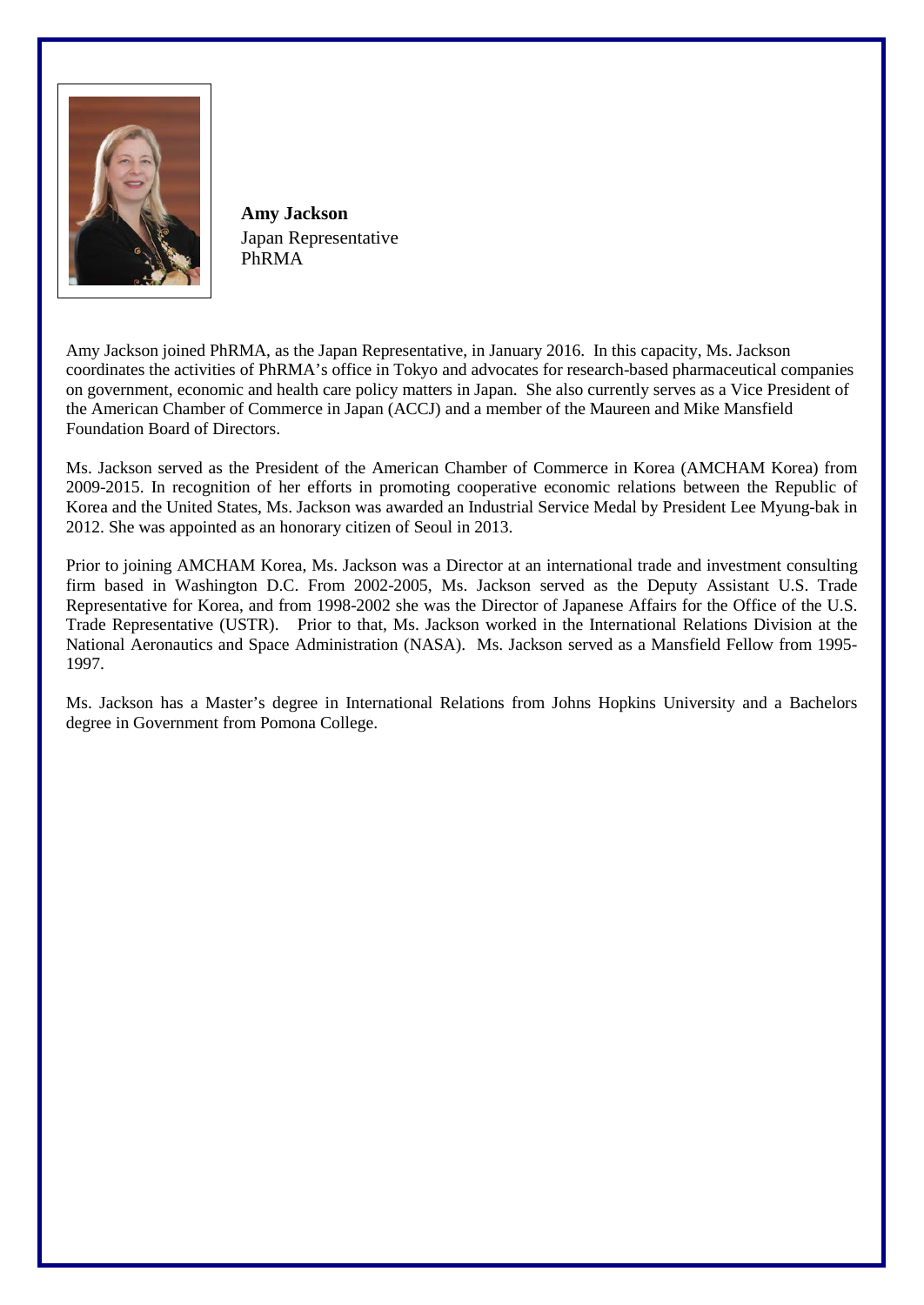**Amy Jackson**
Japan Representative
PhRMA

Amy Jackson joined PhRMA, as the Japan Representative, in January 2016. In this capacity, Ms. Jackson coordinates the activities of PhRMA's office in Tokyo and advocates for research-based pharmaceutical companies on government, economic and health care policy matters in Japan. She also currently serves as a Vice President of the American Chamber of Commerce in Japan (ACCJ) and a member of the Maureen and Mike Mansfield Foundation Board of Directors.

Ms. Jackson served as the President of the American Chamber of Commerce in Korea (AMCHAM Korea) from 2009-2015. In recognition of her efforts in promoting cooperative economic relations between the Republic of Korea and the United States, Ms. Jackson was awarded an Industrial Service Medal by President Lee Myung-bak in 2012. She was appointed as an honorary citizen of Seoul in 2013.

Prior to joining AMCHAM Korea, Ms. Jackson was a Director at an international trade and investment consulting firm based in Washington D.C. From 2002-2005, Ms. Jackson served as the Deputy Assistant U.S. Trade Representative for Korea, and from 1998-2002 she was the Director of Japanese Affairs for the Office of the U.S. Trade Representative (USTR). Prior to that, Ms. Jackson worked in the International Relations Division at the National Aeronautics and Space Administration (NASA). Ms. Jackson served as a Mansfield Fellow from 1995-1997.

Ms. Jackson has a Master's degree in International Relations from Johns Hopkins University and a Bachelors degree in Government from Pomona College.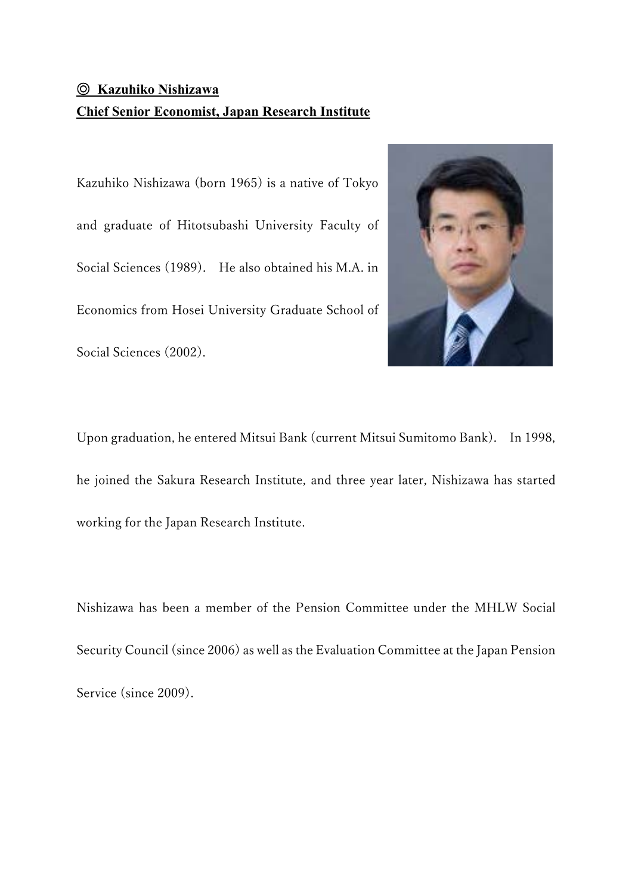**◎ Kazuhiko Nishizawa**

**Chief Senior Economist, Japan Research Institute**

Kazuhiko Nishizawa (born 1965) is a native of Tokyo and graduate of Hitotsubashi University Faculty of Social Sciences (1989). He also obtained his M.A. in Economics from Hosei University Graduate School of Social Sciences (2002).

Upon graduation, he entered Mitsui Bank (current Mitsui Sumitomo Bank). In 1998, he joined the Sakura Research Institute, and three year later, Nishizawa has started working for the Japan Research Institute.

Nishizawa has been a member of the Pension Committee under the MHLW Social Security Council (since 2006) as well as the Evaluation Committee at the Japan Pension Service (since 2009).